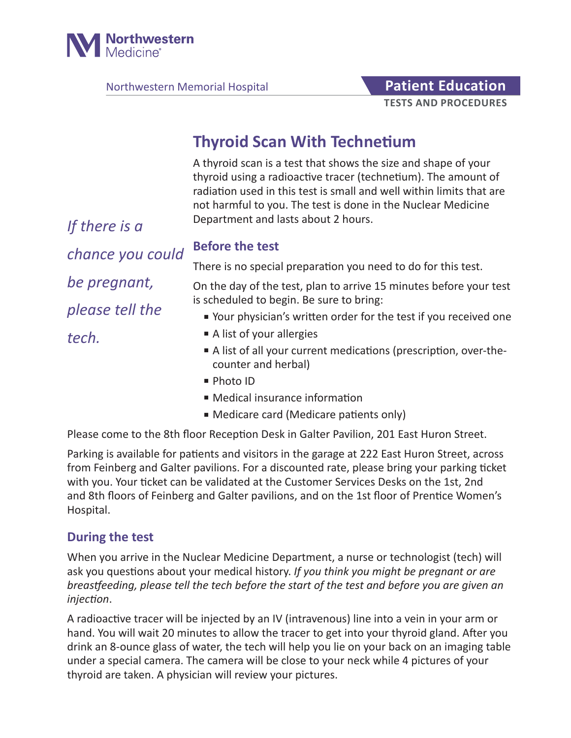Northwestern Medicine

Northwestern Memorial Hospital

**Patient Education**

**TESTS AND PROCEDURES**

# Thyroid Scan With Technetium

A thyroid scan is a test that shows the size and shape of your thyroid using a radioactive tracer (technetium). The amount of radiation used in this test is small and well within limits that are not harmful to you. The test is done in the Nuclear Medicine Department and lasts about 2 hours.

*If there is a chance you could be pregnant, please tell the tech.*

## Before the test

There is no special preparation you need to do for this test.

On the day of the test, plan to arrive 15 minutes before your test is scheduled to begin. Be sure to bring:

- Your physician's written order for the test if you received one
- A list of your allergies
- A list of all your current medications (prescription, over-the-counter and herbal)
- Photo ID
- Medical insurance information
- Medicare card (Medicare patients only)

Please come to the 8th floor Reception Desk in Galter Pavilion, 201 East Huron Street.

Parking is available for patients and visitors in the garage at 222 East Huron Street, across from Feinberg and Galter pavilions. For a discounted rate, please bring your parking ticket with you. Your ticket can be validated at the Customer Services Desks on the 1st, 2nd and 8th floors of Feinberg and Galter pavilions, and on the 1st floor of Prentice Women's Hospital.

## During the test

When you arrive in the Nuclear Medicine Department, a nurse or technologist (tech) will ask you questions about your medical history. *If you think you might be pregnant or are breastfeeding, please tell the tech before the start of the test and before you are given an injection*.

A radioactive tracer will be injected by an IV (intravenous) line into a vein in your arm or hand. You will wait 20 minutes to allow the tracer to get into your thyroid gland. After you drink an 8-ounce glass of water, the tech will help you lie on your back on an imaging table under a special camera. The camera will be close to your neck while 4 pictures of your thyroid are taken. A physician will review your pictures.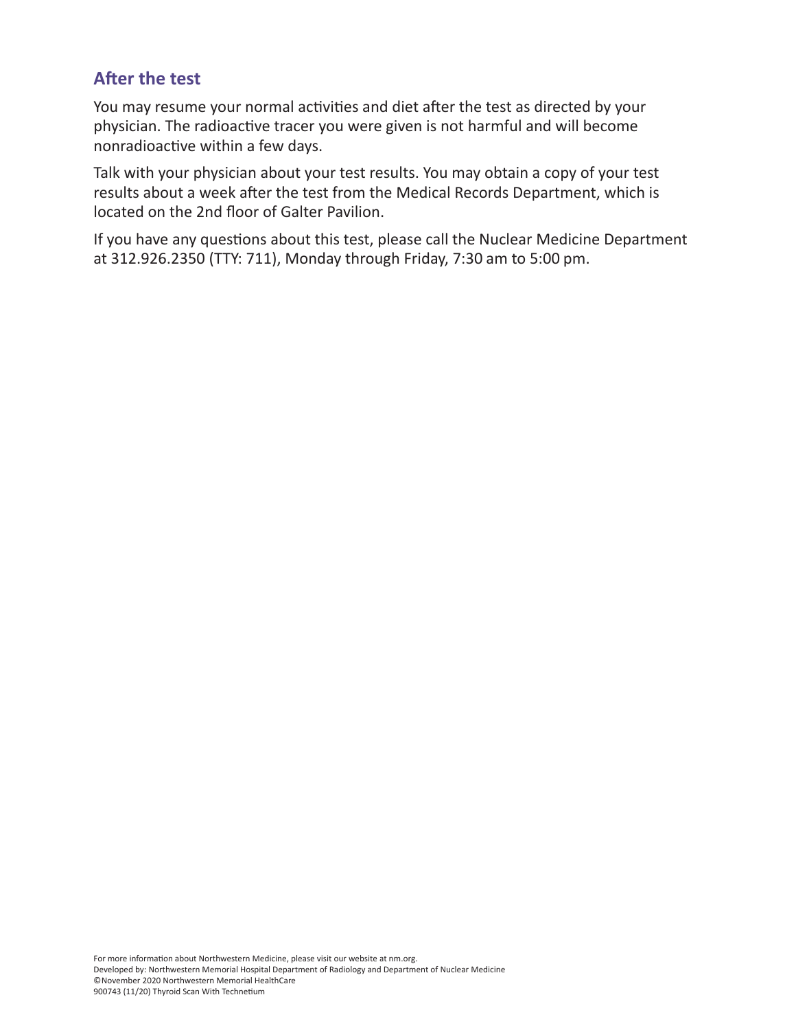## After the test

You may resume your normal activities and diet after the test as directed by your physician. The radioactive tracer you were given is not harmful and will become nonradioactive within a few days.

Talk with your physician about your test results. You may obtain a copy of your test results about a week after the test from the Medical Records Department, which is located on the 2nd floor of Galter Pavilion.

If you have any questions about this test, please call the Nuclear Medicine Department at 312.926.2350 (TTY: 711), Monday through Friday, 7:30 am to 5:00 pm.

For more information about Northwestern Medicine, please visit our website at nm.org.
Developed by: Northwestern Memorial Hospital Department of Radiology and Department of Nuclear Medicine
©November 2020 Northwestern Memorial HealthCare
900743 (11/20) Thyroid Scan With Technetium